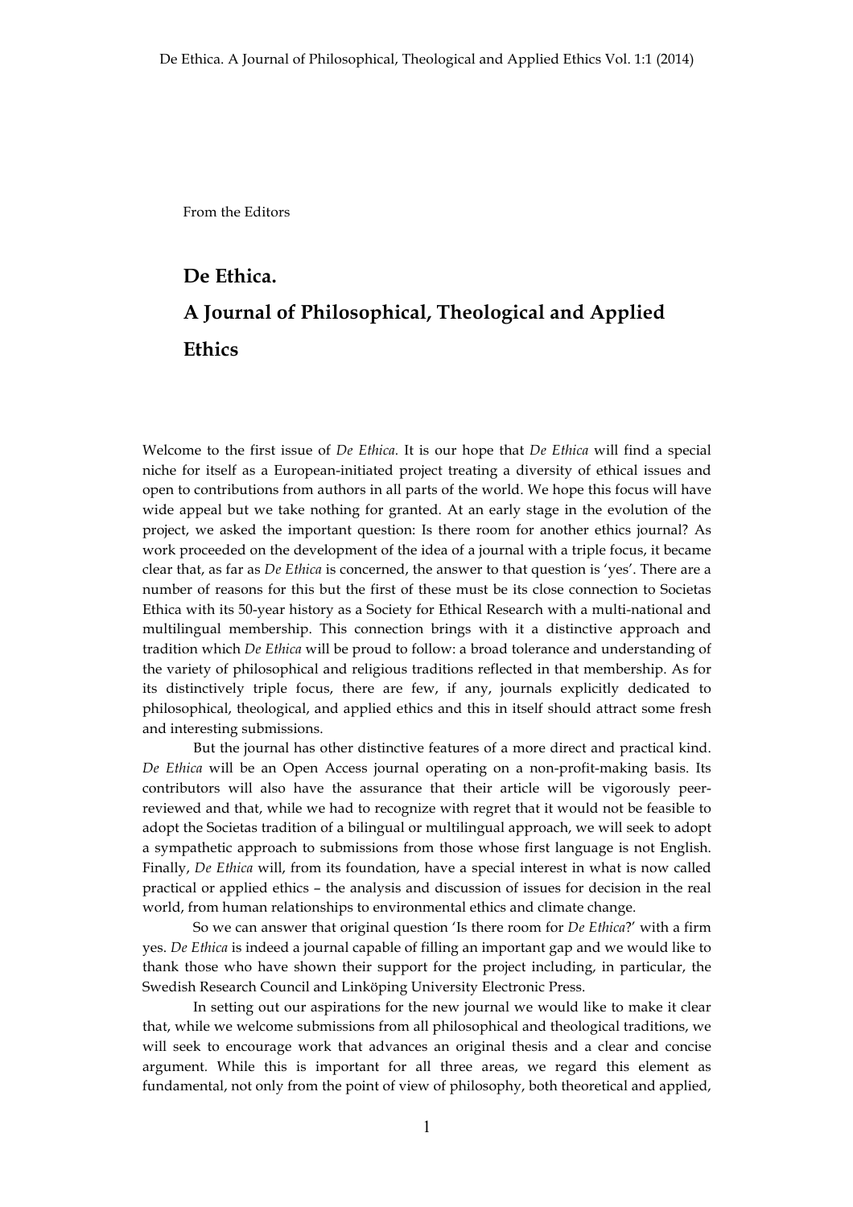From the Editors

# De Ethica.

# A Journal of Philosophical, Theological and Applied Ethics

Welcome to the first issue of *De Ethica.* It is our hope that *De Ethica* will find a special niche for itself as a European-initiated project treating a diversity of ethical issues and open to contributions from authors in all parts of the world. We hope this focus will have wide appeal but we take nothing for granted. At an early stage in the evolution of the project, we asked the important question: Is there room for another ethics journal? As work proceeded on the development of the idea of a journal with a triple focus, it became clear that, as far as *De Ethica* is concerned, the answer to that question is 'yes'. There are a number of reasons for this but the first of these must be its close connection to Societas Ethica with its 50-year history as a Society for Ethical Research with a multi-national and multilingual membership. This connection brings with it a distinctive approach and tradition which *De Ethica* will be proud to follow: a broad tolerance and understanding of the variety of philosophical and religious traditions reflected in that membership. As for its distinctively triple focus, there are few, if any, journals explicitly dedicated to philosophical, theological, and applied ethics and this in itself should attract some fresh and interesting submissions.

But the journal has other distinctive features of a more direct and practical kind. *De Ethica* will be an Open Access journal operating on a non-profit-making basis. Its contributors will also have the assurance that their article will be vigorously peer-reviewed and that, while we had to recognize with regret that it would not be feasible to adopt the Societas tradition of a bilingual or multilingual approach, we will seek to adopt a sympathetic approach to submissions from those whose first language is not English. Finally, *De Ethica* will, from its foundation, have a special interest in what is now called practical or applied ethics – the analysis and discussion of issues for decision in the real world, from human relationships to environmental ethics and climate change.

So we can answer that original question 'Is there room for *De Ethica*?' with a firm yes. *De Ethica* is indeed a journal capable of filling an important gap and we would like to thank those who have shown their support for the project including, in particular, the Swedish Research Council and Linköping University Electronic Press.

In setting out our aspirations for the new journal we would like to make it clear that, while we welcome submissions from all philosophical and theological traditions, we will seek to encourage work that advances an original thesis and a clear and concise argument. While this is important for all three areas, we regard this element as fundamental, not only from the point of view of philosophy, both theoretical and applied,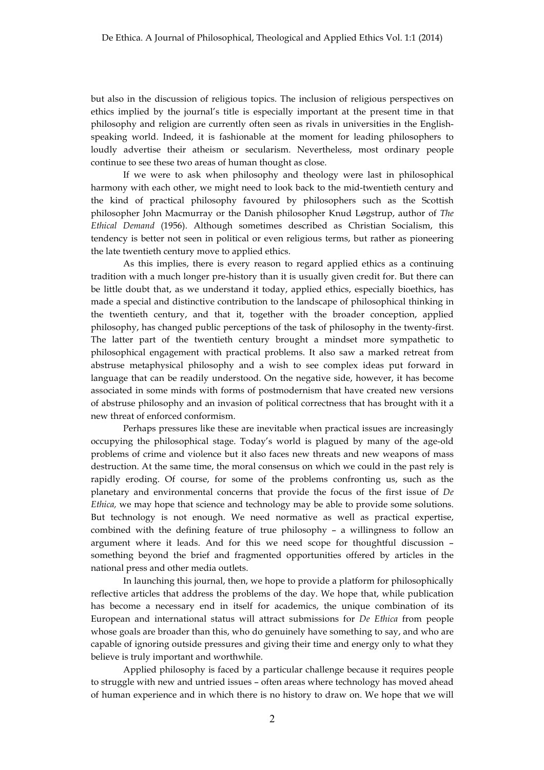but also in the discussion of religious topics. The inclusion of religious perspectives on ethics implied by the journal's title is especially important at the present time in that philosophy and religion are currently often seen as rivals in universities in the English-speaking world. Indeed, it is fashionable at the moment for leading philosophers to loudly advertise their atheism or secularism. Nevertheless, most ordinary people continue to see these two areas of human thought as close.

If we were to ask when philosophy and theology were last in philosophical harmony with each other, we might need to look back to the mid-twentieth century and the kind of practical philosophy favoured by philosophers such as the Scottish philosopher John Macmurray or the Danish philosopher Knud Løgstrup, author of *The Ethical Demand* (1956). Although sometimes described as Christian Socialism, this tendency is better not seen in political or even religious terms, but rather as pioneering the late twentieth century move to applied ethics.

As this implies, there is every reason to regard applied ethics as a continuing tradition with a much longer pre-history than it is usually given credit for. But there can be little doubt that, as we understand it today, applied ethics, especially bioethics, has made a special and distinctive contribution to the landscape of philosophical thinking in the twentieth century, and that it, together with the broader conception, applied philosophy, has changed public perceptions of the task of philosophy in the twenty-first. The latter part of the twentieth century brought a mindset more sympathetic to philosophical engagement with practical problems. It also saw a marked retreat from abstruse metaphysical philosophy and a wish to see complex ideas put forward in language that can be readily understood. On the negative side, however, it has become associated in some minds with forms of postmodernism that have created new versions of abstruse philosophy and an invasion of political correctness that has brought with it a new threat of enforced conformism.

Perhaps pressures like these are inevitable when practical issues are increasingly occupying the philosophical stage. Today's world is plagued by many of the age-old problems of crime and violence but it also faces new threats and new weapons of mass destruction. At the same time, the moral consensus on which we could in the past rely is rapidly eroding. Of course, for some of the problems confronting us, such as the planetary and environmental concerns that provide the focus of the first issue of *De Ethica,* we may hope that science and technology may be able to provide some solutions. But technology is not enough. We need normative as well as practical expertise, combined with the defining feature of true philosophy – a willingness to follow an argument where it leads. And for this we need scope for thoughtful discussion – something beyond the brief and fragmented opportunities offered by articles in the national press and other media outlets.

In launching this journal, then, we hope to provide a platform for philosophically reflective articles that address the problems of the day. We hope that, while publication has become a necessary end in itself for academics, the unique combination of its European and international status will attract submissions for *De Ethica* from people whose goals are broader than this, who do genuinely have something to say, and who are capable of ignoring outside pressures and giving their time and energy only to what they believe is truly important and worthwhile.

Applied philosophy is faced by a particular challenge because it requires people to struggle with new and untried issues – often areas where technology has moved ahead of human experience and in which there is no history to draw on. We hope that we will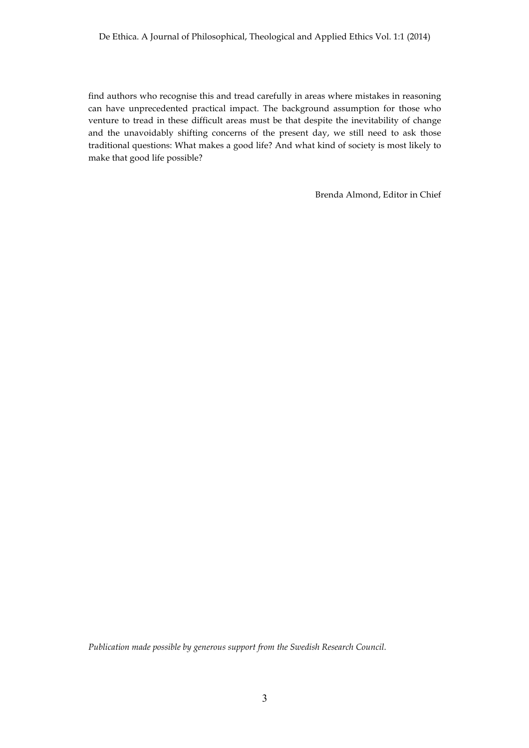find authors who recognise this and tread carefully in areas where mistakes in reasoning can have unprecedented practical impact. The background assumption for those who venture to tread in these difficult areas must be that despite the inevitability of change and the unavoidably shifting concerns of the present day, we still need to ask those traditional questions: What makes a good life? And what kind of society is most likely to make that good life possible?

Brenda Almond, Editor in Chief

*Publication made possible by generous support from the Swedish Research Council.*